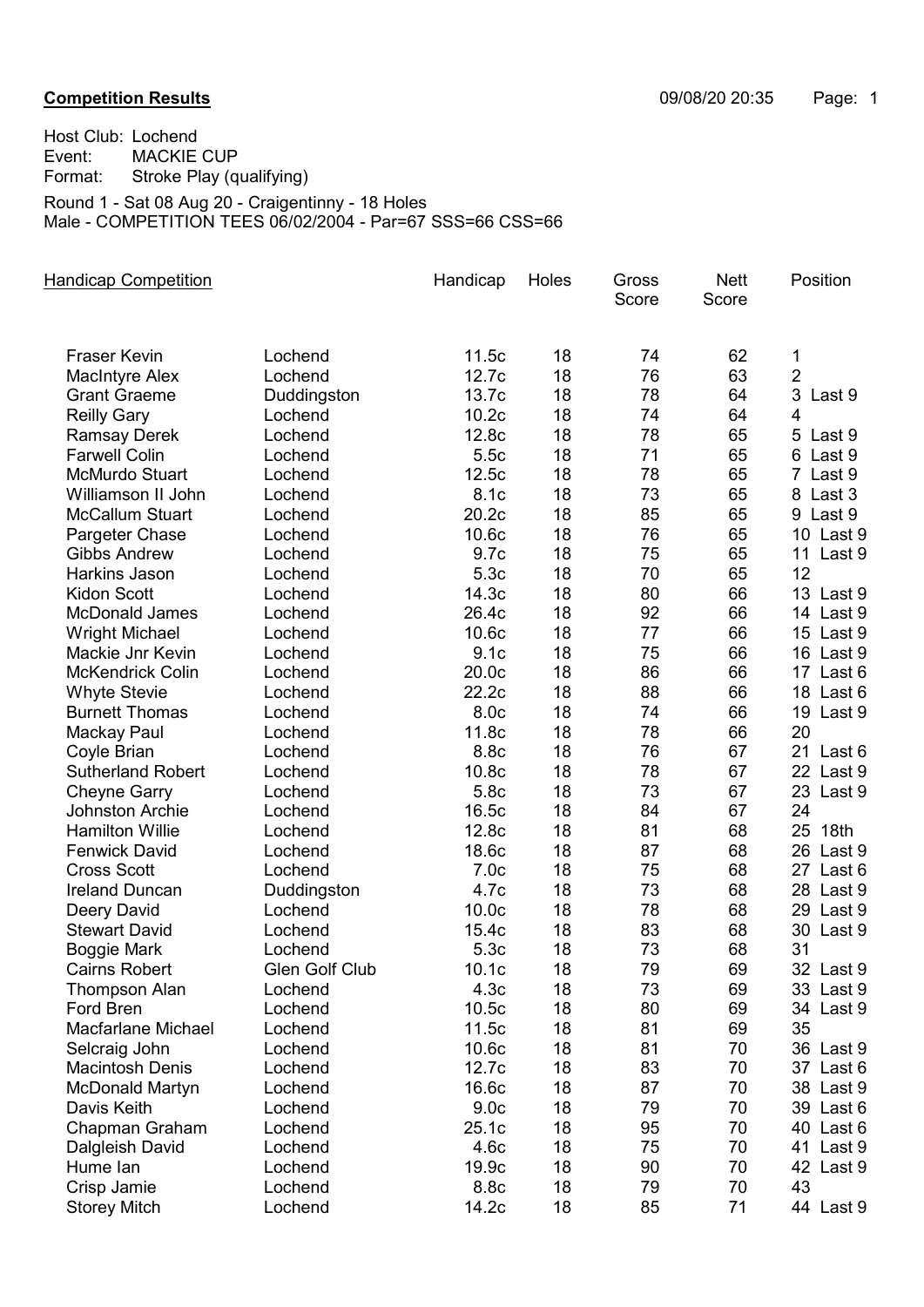## Competition Results

09/08/20 20:35

Host Club: Lochend
Event: MACKIE CUP
Format: Stroke Play (qualifying)

Round 1 - Sat 08 Aug 20 - Craigentinny - 18 Holes
Male - COMPETITION TEES 06/02/2004 - Par=67 SSS=66 CSS=66

**Handicap Competition**

| Name | Club | Handicap | Holes | Gross Score | Nett Score | Position |
|---|---|---|---|---|---|---|
| Fraser Kevin | Lochend | 11.5c | 18 | 74 | 62 | 1 |
| MacIntyre Alex | Lochend | 12.7c | 18 | 76 | 63 | 2 |
| Grant Graeme | Duddingston | 13.7c | 18 | 78 | 64 | 3 Last 9 |
| Reilly Gary | Lochend | 10.2c | 18 | 74 | 64 | 4 |
| Ramsay Derek | Lochend | 12.8c | 18 | 78 | 65 | 5 Last 9 |
| Farwell Colin | Lochend | 5.5c | 18 | 71 | 65 | 6 Last 9 |
| McMurdo Stuart | Lochend | 12.5c | 18 | 78 | 65 | 7 Last 9 |
| Williamson II John | Lochend | 8.1c | 18 | 73 | 65 | 8 Last 3 |
| McCallum Stuart | Lochend | 20.2c | 18 | 85 | 65 | 9 Last 9 |
| Pargeter Chase | Lochend | 10.6c | 18 | 76 | 65 | 10 Last 9 |
| Gibbs Andrew | Lochend | 9.7c | 18 | 75 | 65 | 11 Last 9 |
| Harkins Jason | Lochend | 5.3c | 18 | 70 | 65 | 12 |
| Kidon Scott | Lochend | 14.3c | 18 | 80 | 66 | 13 Last 9 |
| McDonald James | Lochend | 26.4c | 18 | 92 | 66 | 14 Last 9 |
| Wright Michael | Lochend | 10.6c | 18 | 77 | 66 | 15 Last 9 |
| Mackie Jnr Kevin | Lochend | 9.1c | 18 | 75 | 66 | 16 Last 9 |
| McKendrick Colin | Lochend | 20.0c | 18 | 86 | 66 | 17 Last 6 |
| Whyte Stevie | Lochend | 22.2c | 18 | 88 | 66 | 18 Last 6 |
| Burnett Thomas | Lochend | 8.0c | 18 | 74 | 66 | 19 Last 9 |
| Mackay Paul | Lochend | 11.8c | 18 | 78 | 66 | 20 |
| Coyle Brian | Lochend | 8.8c | 18 | 76 | 67 | 21 Last 6 |
| Sutherland Robert | Lochend | 10.8c | 18 | 78 | 67 | 22 Last 9 |
| Cheyne Garry | Lochend | 5.8c | 18 | 73 | 67 | 23 Last 9 |
| Johnston Archie | Lochend | 16.5c | 18 | 84 | 67 | 24 |
| Hamilton Willie | Lochend | 12.8c | 18 | 81 | 68 | 25 18th |
| Fenwick David | Lochend | 18.6c | 18 | 87 | 68 | 26 Last 9 |
| Cross Scott | Lochend | 7.0c | 18 | 75 | 68 | 27 Last 6 |
| Ireland Duncan | Duddingston | 4.7c | 18 | 73 | 68 | 28 Last 9 |
| Deery David | Lochend | 10.0c | 18 | 78 | 68 | 29 Last 9 |
| Stewart David | Lochend | 15.4c | 18 | 83 | 68 | 30 Last 9 |
| Boggie Mark | Lochend | 5.3c | 18 | 73 | 68 | 31 |
| Cairns Robert | Glen Golf Club | 10.1c | 18 | 79 | 69 | 32 Last 9 |
| Thompson Alan | Lochend | 4.3c | 18 | 73 | 69 | 33 Last 9 |
| Ford Bren | Lochend | 10.5c | 18 | 80 | 69 | 34 Last 9 |
| Macfarlane Michael | Lochend | 11.5c | 18 | 81 | 69 | 35 |
| Selcraig John | Lochend | 10.6c | 18 | 81 | 70 | 36 Last 9 |
| Macintosh Denis | Lochend | 12.7c | 18 | 83 | 70 | 37 Last 6 |
| McDonald Martyn | Lochend | 16.6c | 18 | 87 | 70 | 38 Last 9 |
| Davis Keith | Lochend | 9.0c | 18 | 79 | 70 | 39 Last 6 |
| Chapman Graham | Lochend | 25.1c | 18 | 95 | 70 | 40 Last 6 |
| Dalgleish David | Lochend | 4.6c | 18 | 75 | 70 | 41 Last 9 |
| Hume Ian | Lochend | 19.9c | 18 | 90 | 70 | 42 Last 9 |
| Crisp Jamie | Lochend | 8.8c | 18 | 79 | 70 | 43 |
| Storey Mitch | Lochend | 14.2c | 18 | 85 | 71 | 44 Last 9 |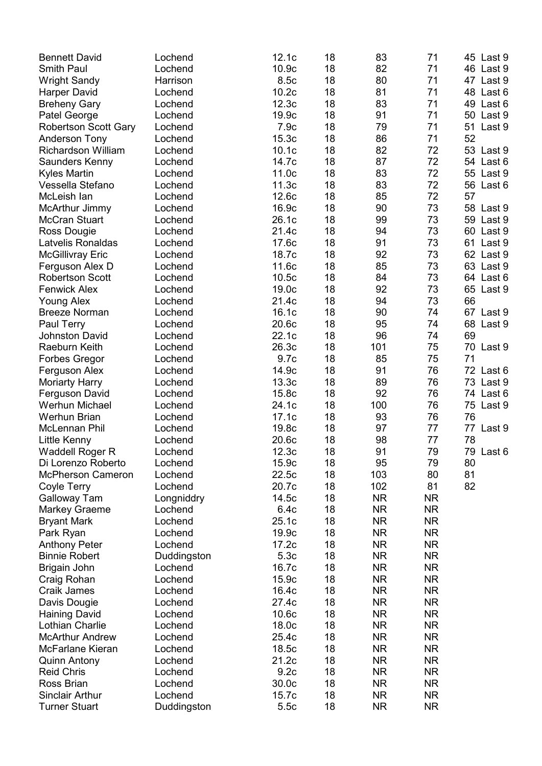| | | | | | | | |
|---|---|---|---|---|---|---|---|
| Bennett David | Lochend | 12.1c | 18 | 83 | 71 | 45 | Last 9 |
| Smith Paul | Lochend | 10.9c | 18 | 82 | 71 | 46 | Last 9 |
| Wright Sandy | Harrison | 8.5c | 18 | 80 | 71 | 47 | Last 9 |
| Harper David | Lochend | 10.2c | 18 | 81 | 71 | 48 | Last 6 |
| Breheny Gary | Lochend | 12.3c | 18 | 83 | 71 | 49 | Last 6 |
| Patel George | Lochend | 19.9c | 18 | 91 | 71 | 50 | Last 9 |
| Robertson Scott Gary | Lochend | 7.9c | 18 | 79 | 71 | 51 | Last 9 |
| Anderson Tony | Lochend | 15.3c | 18 | 86 | 71 | 52 | |
| Richardson William | Lochend | 10.1c | 18 | 82 | 72 | 53 | Last 9 |
| Saunders Kenny | Lochend | 14.7c | 18 | 87 | 72 | 54 | Last 6 |
| Kyles Martin | Lochend | 11.0c | 18 | 83 | 72 | 55 | Last 9 |
| Vessella Stefano | Lochend | 11.3c | 18 | 83 | 72 | 56 | Last 6 |
| McLeish Ian | Lochend | 12.6c | 18 | 85 | 72 | 57 | |
| McArthur Jimmy | Lochend | 16.9c | 18 | 90 | 73 | 58 | Last 9 |
| McCran Stuart | Lochend | 26.1c | 18 | 99 | 73 | 59 | Last 9 |
| Ross Dougie | Lochend | 21.4c | 18 | 94 | 73 | 60 | Last 9 |
| Latvelis Ronaldas | Lochend | 17.6c | 18 | 91 | 73 | 61 | Last 9 |
| McGillivray Eric | Lochend | 18.7c | 18 | 92 | 73 | 62 | Last 9 |
| Ferguson Alex D | Lochend | 11.6c | 18 | 85 | 73 | 63 | Last 9 |
| Robertson Scott | Lochend | 10.5c | 18 | 84 | 73 | 64 | Last 6 |
| Fenwick Alex | Lochend | 19.0c | 18 | 92 | 73 | 65 | Last 9 |
| Young Alex | Lochend | 21.4c | 18 | 94 | 73 | 66 | |
| Breeze Norman | Lochend | 16.1c | 18 | 90 | 74 | 67 | Last 9 |
| Paul Terry | Lochend | 20.6c | 18 | 95 | 74 | 68 | Last 9 |
| Johnston David | Lochend | 22.1c | 18 | 96 | 74 | 69 | |
| Raeburn Keith | Lochend | 26.3c | 18 | 101 | 75 | 70 | Last 9 |
| Forbes Gregor | Lochend | 9.7c | 18 | 85 | 75 | 71 | |
| Ferguson Alex | Lochend | 14.9c | 18 | 91 | 76 | 72 | Last 6 |
| Moriarty Harry | Lochend | 13.3c | 18 | 89 | 76 | 73 | Last 9 |
| Ferguson David | Lochend | 15.8c | 18 | 92 | 76 | 74 | Last 6 |
| Werhun Michael | Lochend | 24.1c | 18 | 100 | 76 | 75 | Last 9 |
| Werhun Brian | Lochend | 17.1c | 18 | 93 | 76 | 76 | |
| McLennan Phil | Lochend | 19.8c | 18 | 97 | 77 | 77 | Last 9 |
| Little Kenny | Lochend | 20.6c | 18 | 98 | 77 | 78 | |
| Waddell Roger R | Lochend | 12.3c | 18 | 91 | 79 | 79 | Last 6 |
| Di Lorenzo Roberto | Lochend | 15.9c | 18 | 95 | 79 | 80 | |
| McPherson Cameron | Lochend | 22.5c | 18 | 103 | 80 | 81 | |
| Coyle Terry | Lochend | 20.7c | 18 | 102 | 81 | 82 | |
| Galloway Tam | Longniddry | 14.5c | 18 | NR | NR | | |
| Markey Graeme | Lochend | 6.4c | 18 | NR | NR | | |
| Bryant Mark | Lochend | 25.1c | 18 | NR | NR | | |
| Park Ryan | Lochend | 19.9c | 18 | NR | NR | | |
| Anthony Peter | Lochend | 17.2c | 18 | NR | NR | | |
| Binnie Robert | Duddingston | 5.3c | 18 | NR | NR | | |
| Brigain John | Lochend | 16.7c | 18 | NR | NR | | |
| Craig Rohan | Lochend | 15.9c | 18 | NR | NR | | |
| Craik James | Lochend | 16.4c | 18 | NR | NR | | |
| Davis Dougie | Lochend | 27.4c | 18 | NR | NR | | |
| Haining David | Lochend | 10.6c | 18 | NR | NR | | |
| Lothian Charlie | Lochend | 18.0c | 18 | NR | NR | | |
| McArthur Andrew | Lochend | 25.4c | 18 | NR | NR | | |
| McFarlane Kieran | Lochend | 18.5c | 18 | NR | NR | | |
| Quinn Antony | Lochend | 21.2c | 18 | NR | NR | | |
| Reid Chris | Lochend | 9.2c | 18 | NR | NR | | |
| Ross Brian | Lochend | 30.0c | 18 | NR | NR | | |
| Sinclair Arthur | Lochend | 15.7c | 18 | NR | NR | | |
| Turner Stuart | Duddingston | 5.5c | 18 | NR | NR | | |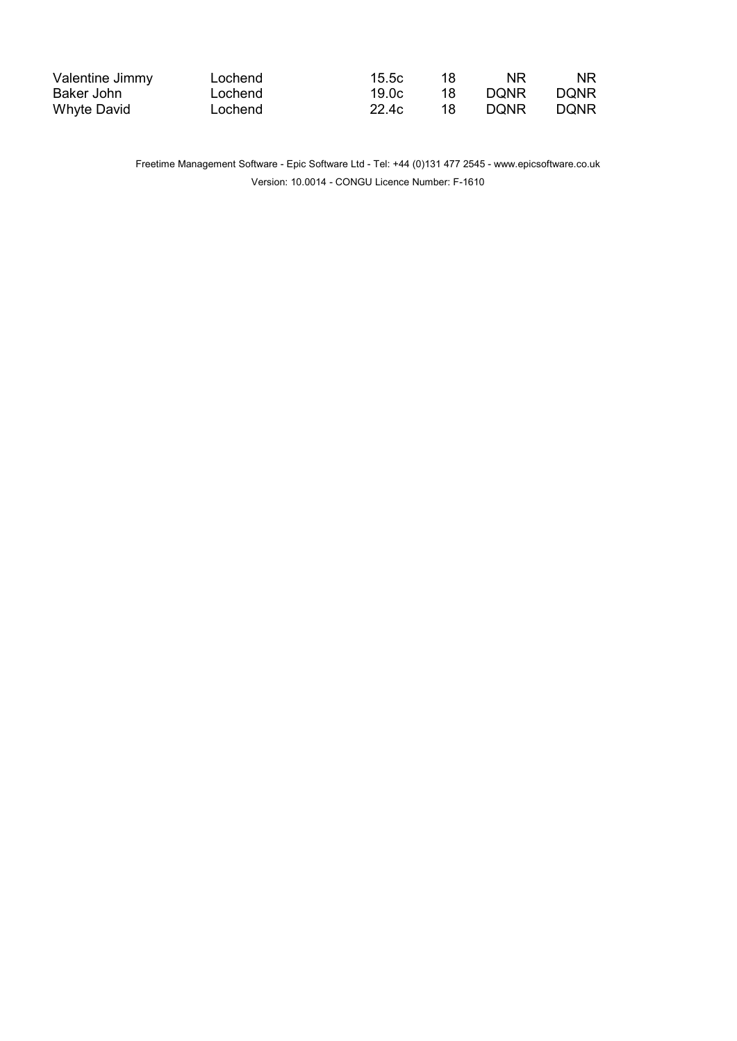| | | | | | |
|---|---|---|---|---|---|
| Valentine Jimmy | Lochend | 15.5c | 18 | NR | NR |
| Baker John | Lochend | 19.0c | 18 | DQNR | DQNR |
| Whyte David | Lochend | 22.4c | 18 | DQNR | DQNR |

Freetime Management Software - Epic Software Ltd - Tel: +44 (0)131 477 2545 - www.epicsoftware.co.uk

Version: 10.0014 - CONGU Licence Number: F-1610